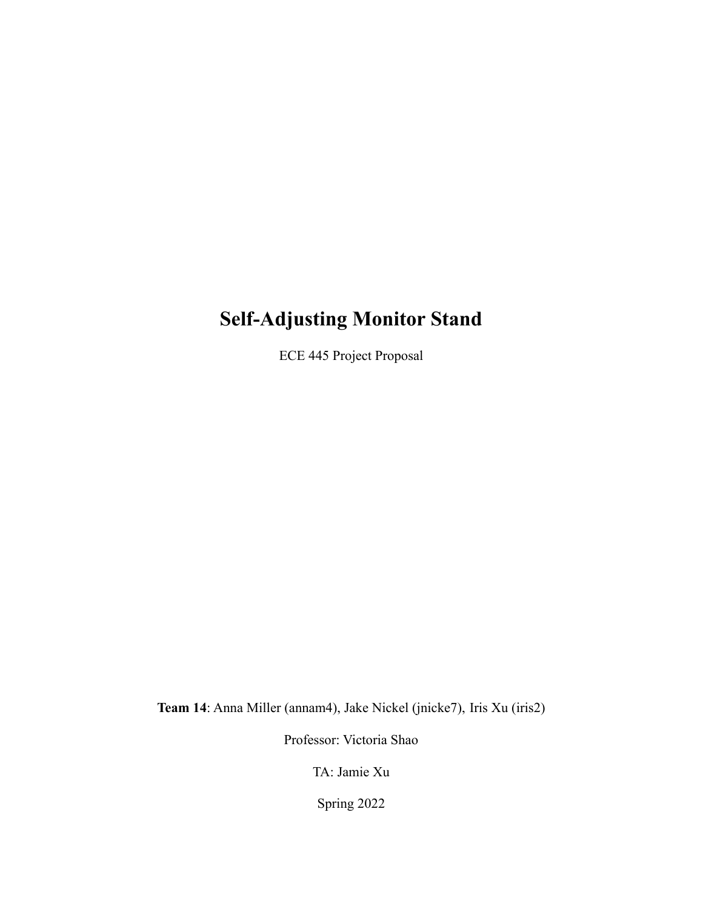# Self-Adjusting Monitor Stand

ECE 445 Project Proposal

**Team 14**: Anna Miller (annam4), Jake Nickel (jnicke7), Iris Xu (iris2)

Professor: Victoria Shao

TA: Jamie Xu

Spring 2022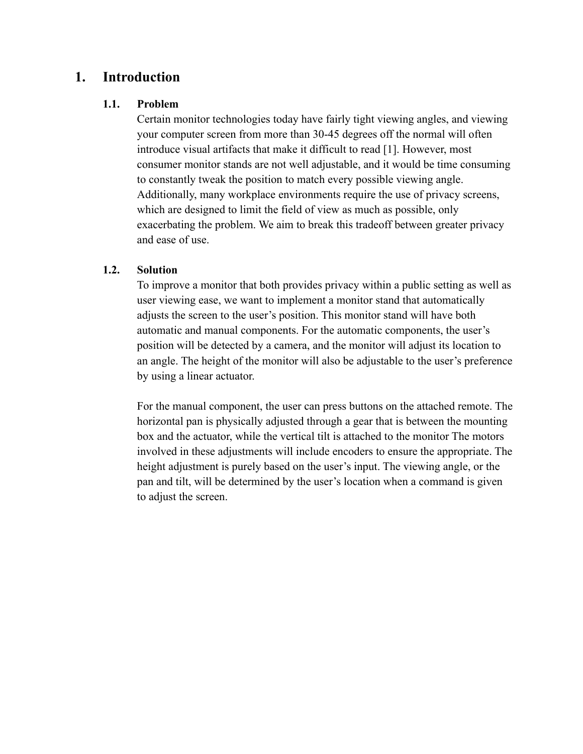# 1. Introduction

## 1.1. Problem

Certain monitor technologies today have fairly tight viewing angles, and viewing your computer screen from more than 30-45 degrees off the normal will often introduce visual artifacts that make it difficult to read [1]. However, most consumer monitor stands are not well adjustable, and it would be time consuming to constantly tweak the position to match every possible viewing angle. Additionally, many workplace environments require the use of privacy screens, which are designed to limit the field of view as much as possible, only exacerbating the problem. We aim to break this tradeoff between greater privacy and ease of use.

## 1.2. Solution

To improve a monitor that both provides privacy within a public setting as well as user viewing ease, we want to implement a monitor stand that automatically adjusts the screen to the user's position. This monitor stand will have both automatic and manual components. For the automatic components, the user's position will be detected by a camera, and the monitor will adjust its location to an angle. The height of the monitor will also be adjustable to the user's preference by using a linear actuator.

For the manual component, the user can press buttons on the attached remote. The horizontal pan is physically adjusted through a gear that is between the mounting box and the actuator, while the vertical tilt is attached to the monitor The motors involved in these adjustments will include encoders to ensure the appropriate. The height adjustment is purely based on the user's input. The viewing angle, or the pan and tilt, will be determined by the user's location when a command is given to adjust the screen.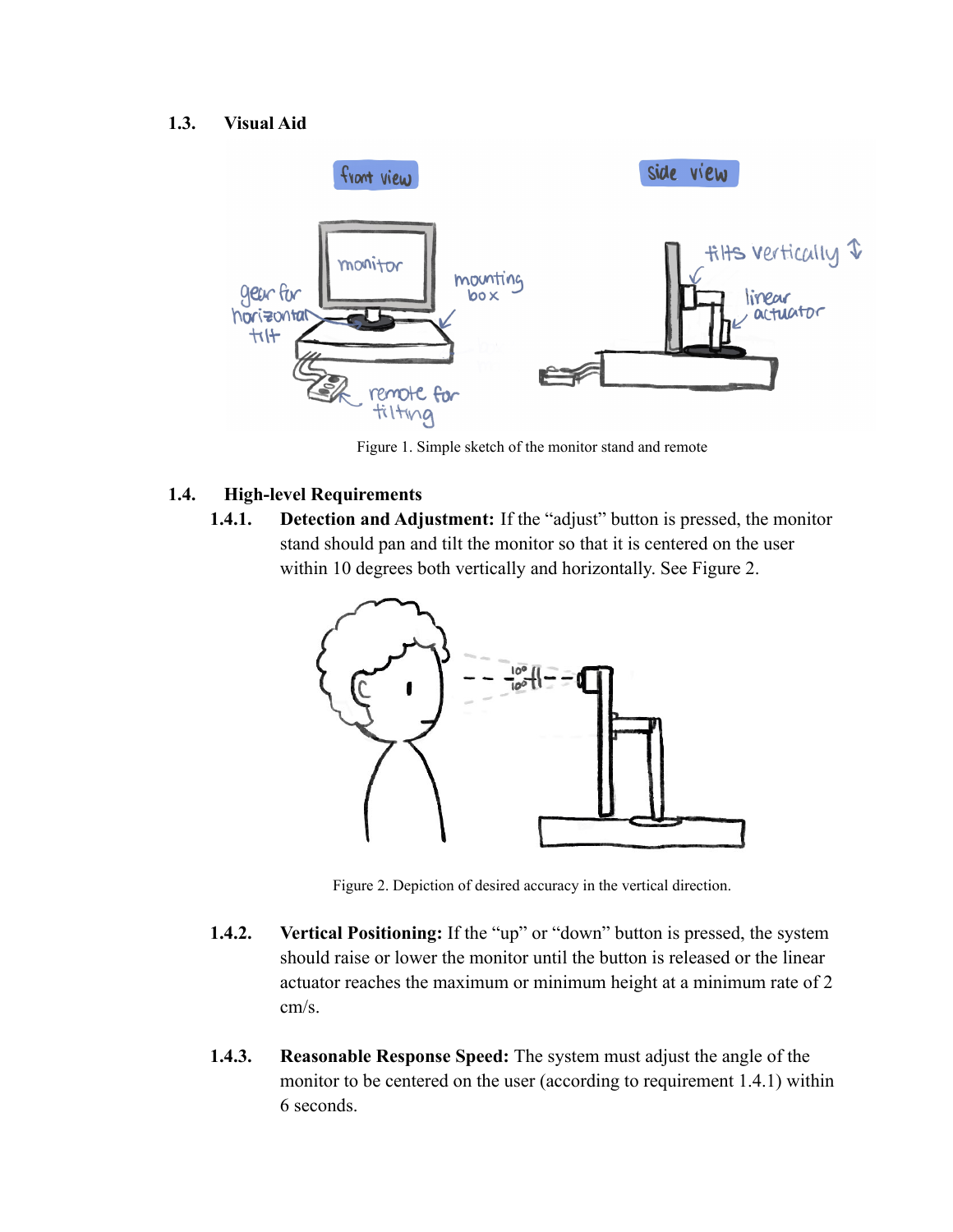### 1.3. Visual Aid

Figure 1. Simple sketch of the monitor stand and remote

### 1.4. High-level Requirements

**1.4.1. Detection and Adjustment:** If the “adjust” button is pressed, the monitor stand should pan and tilt the monitor so that it is centered on the user within 10 degrees both vertically and horizontally. See Figure 2.

Figure 2. Depiction of desired accuracy in the vertical direction.

**1.4.2. Vertical Positioning:** If the “up” or “down” button is pressed, the system should raise or lower the monitor until the button is released or the linear actuator reaches the maximum or minimum height at a minimum rate of 2 cm/s.

**1.4.3. Reasonable Response Speed:** The system must adjust the angle of the monitor to be centered on the user (according to requirement 1.4.1) within 6 seconds.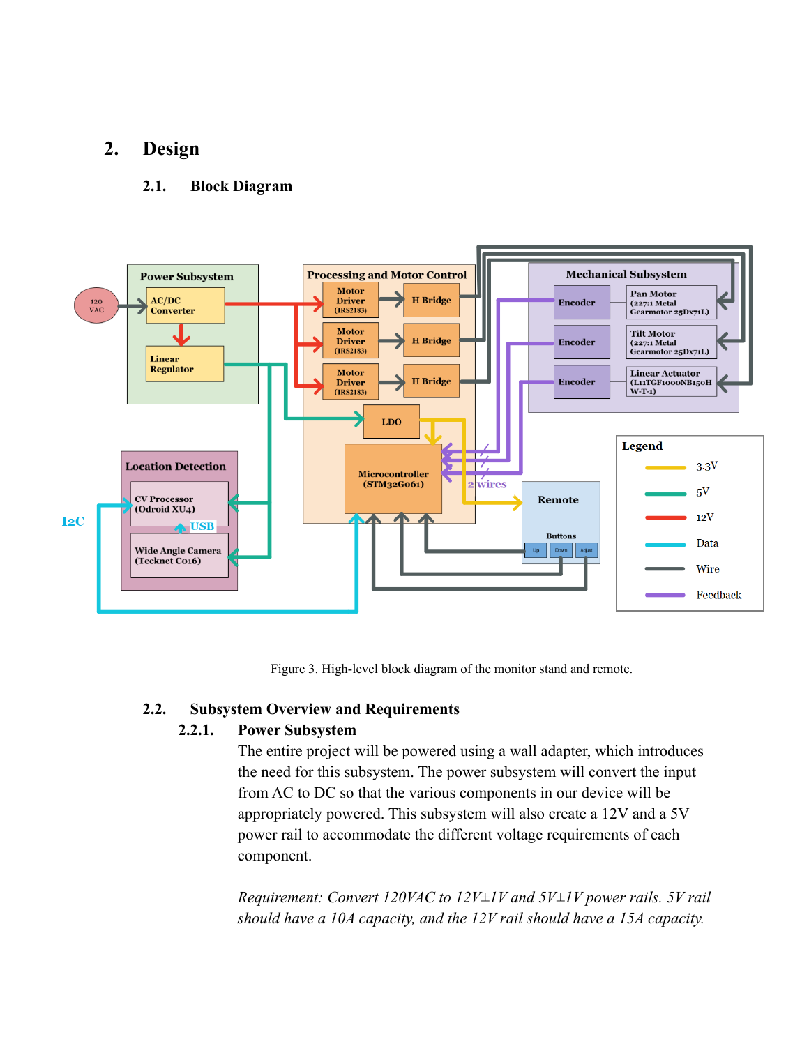# 2. Design

## 2.1. Block Diagram

Figure 3. High-level block diagram of the monitor stand and remote.

## 2.2. Subsystem Overview and Requirements

### 2.2.1. Power Subsystem

The entire project will be powered using a wall adapter, which introduces the need for this subsystem. The power subsystem will convert the input from AC to DC so that the various components in our device will be appropriately powered. This subsystem will also create a 12V and a 5V power rail to accommodate the different voltage requirements of each component.

*Requirement: Convert 120VAC to 12V±1V and 5V±1V power rails. 5V rail should have a 10A capacity, and the 12V rail should have a 15A capacity.*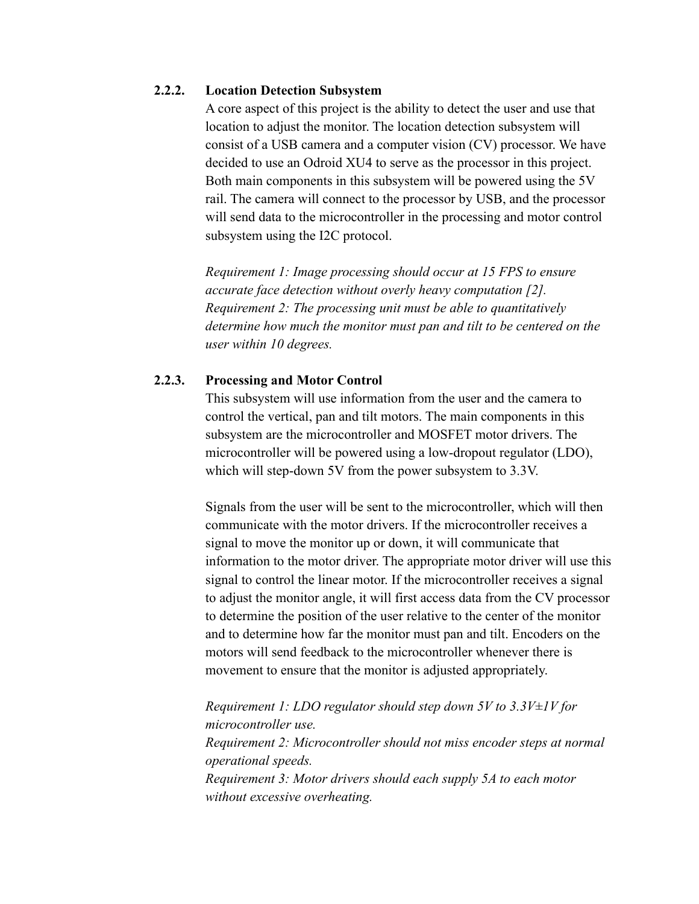### 2.2.2. Location Detection Subsystem

A core aspect of this project is the ability to detect the user and use that location to adjust the monitor. The location detection subsystem will consist of a USB camera and a computer vision (CV) processor. We have decided to use an Odroid XU4 to serve as the processor in this project. Both main components in this subsystem will be powered using the 5V rail. The camera will connect to the processor by USB, and the processor will send data to the microcontroller in the processing and motor control subsystem using the I2C protocol.

*Requirement 1: Image processing should occur at 15 FPS to ensure accurate face detection without overly heavy computation [2].*
*Requirement 2: The processing unit must be able to quantitatively determine how much the monitor must pan and tilt to be centered on the user within 10 degrees.*

### 2.2.3. Processing and Motor Control

This subsystem will use information from the user and the camera to control the vertical, pan and tilt motors. The main components in this subsystem are the microcontroller and MOSFET motor drivers. The microcontroller will be powered using a low-dropout regulator (LDO), which will step-down 5V from the power subsystem to 3.3V.

Signals from the user will be sent to the microcontroller, which will then communicate with the motor drivers. If the microcontroller receives a signal to move the monitor up or down, it will communicate that information to the motor driver. The appropriate motor driver will use this signal to control the linear motor. If the microcontroller receives a signal to adjust the monitor angle, it will first access data from the CV processor to determine the position of the user relative to the center of the monitor and to determine how far the monitor must pan and tilt. Encoders on the motors will send feedback to the microcontroller whenever there is movement to ensure that the monitor is adjusted appropriately.

*Requirement 1: LDO regulator should step down 5V to 3.3V±1V for microcontroller use.*
*Requirement 2: Microcontroller should not miss encoder steps at normal operational speeds.*
*Requirement 3: Motor drivers should each supply 5A to each motor without excessive overheating.*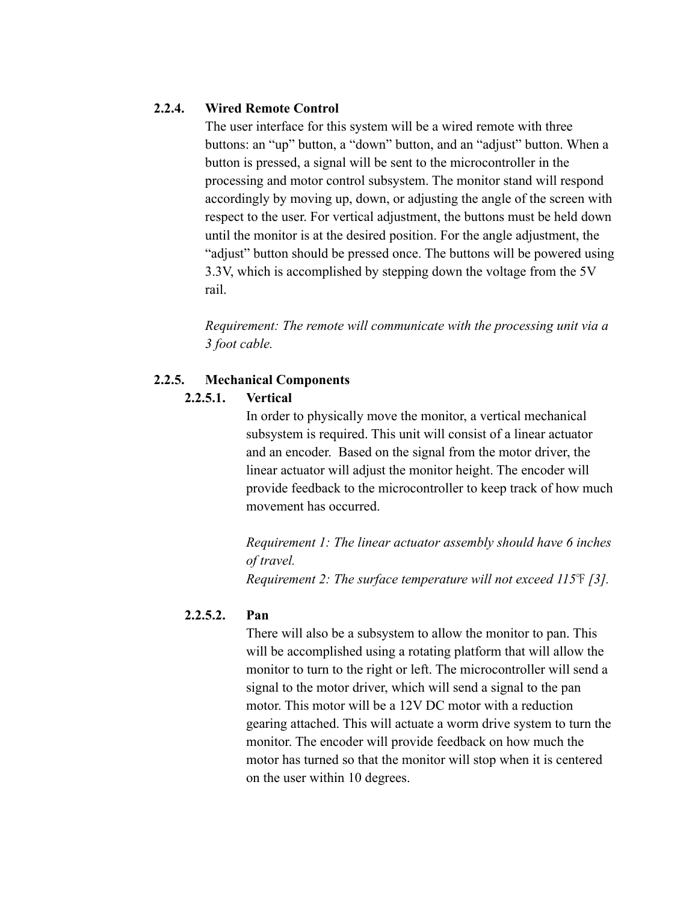### 2.2.4. Wired Remote Control

The user interface for this system will be a wired remote with three buttons: an "up" button, a "down" button, and an "adjust" button. When a button is pressed, a signal will be sent to the microcontroller in the processing and motor control subsystem. The monitor stand will respond accordingly by moving up, down, or adjusting the angle of the screen with respect to the user. For vertical adjustment, the buttons must be held down until the monitor is at the desired position. For the angle adjustment, the "adjust" button should be pressed once. The buttons will be powered using 3.3V, which is accomplished by stepping down the voltage from the 5V rail.

*Requirement: The remote will communicate with the processing unit via a 3 foot cable.*

### 2.2.5. Mechanical Components

#### 2.2.5.1. Vertical

In order to physically move the monitor, a vertical mechanical subsystem is required. This unit will consist of a linear actuator and an encoder. Based on the signal from the motor driver, the linear actuator will adjust the monitor height. The encoder will provide feedback to the microcontroller to keep track of how much movement has occurred.

*Requirement 1: The linear actuator assembly should have 6 inches of travel.*
*Requirement 2: The surface temperature will not exceed 115℉ [3].*

#### 2.2.5.2. Pan

There will also be a subsystem to allow the monitor to pan. This will be accomplished using a rotating platform that will allow the monitor to turn to the right or left. The microcontroller will send a signal to the motor driver, which will send a signal to the pan motor. This motor will be a 12V DC motor with a reduction gearing attached. This will actuate a worm drive system to turn the monitor. The encoder will provide feedback on how much the motor has turned so that the monitor will stop when it is centered on the user within 10 degrees.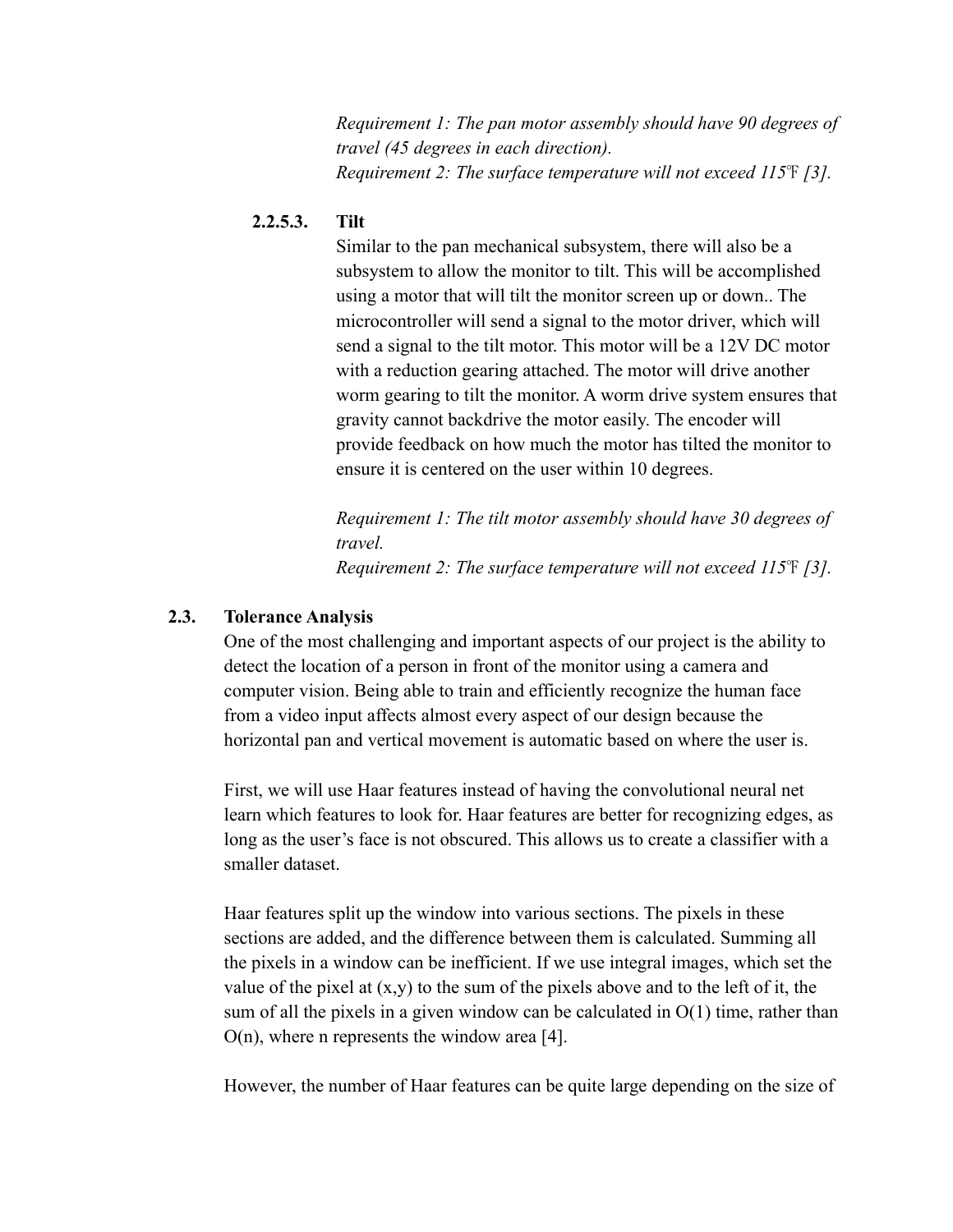*Requirement 1: The pan motor assembly should have 90 degrees of travel (45 degrees in each direction).*
*Requirement 2: The surface temperature will not exceed 115℉ [3].*

#### 2.2.5.3. Tilt

Similar to the pan mechanical subsystem, there will also be a subsystem to allow the monitor to tilt. This will be accomplished using a motor that will tilt the monitor screen up or down.. The microcontroller will send a signal to the motor driver, which will send a signal to the tilt motor. This motor will be a 12V DC motor with a reduction gearing attached. The motor will drive another worm gearing to tilt the monitor. A worm drive system ensures that gravity cannot backdrive the motor easily. The encoder will provide feedback on how much the motor has tilted the monitor to ensure it is centered on the user within 10 degrees.

*Requirement 1: The tilt motor assembly should have 30 degrees of travel.*
*Requirement 2: The surface temperature will not exceed 115℉ [3].*

## 2.3. Tolerance Analysis

One of the most challenging and important aspects of our project is the ability to detect the location of a person in front of the monitor using a camera and computer vision. Being able to train and efficiently recognize the human face from a video input affects almost every aspect of our design because the horizontal pan and vertical movement is automatic based on where the user is.

First, we will use Haar features instead of having the convolutional neural net learn which features to look for. Haar features are better for recognizing edges, as long as the user's face is not obscured. This allows us to create a classifier with a smaller dataset.

Haar features split up the window into various sections. The pixels in these sections are added, and the difference between them is calculated. Summing all the pixels in a window can be inefficient. If we use integral images, which set the value of the pixel at $(x,y)$ to the sum of the pixels above and to the left of it, the sum of all the pixels in a given window can be calculated in $O(1)$ time, rather than $O(n)$, where n represents the window area [4].

However, the number of Haar features can be quite large depending on the size of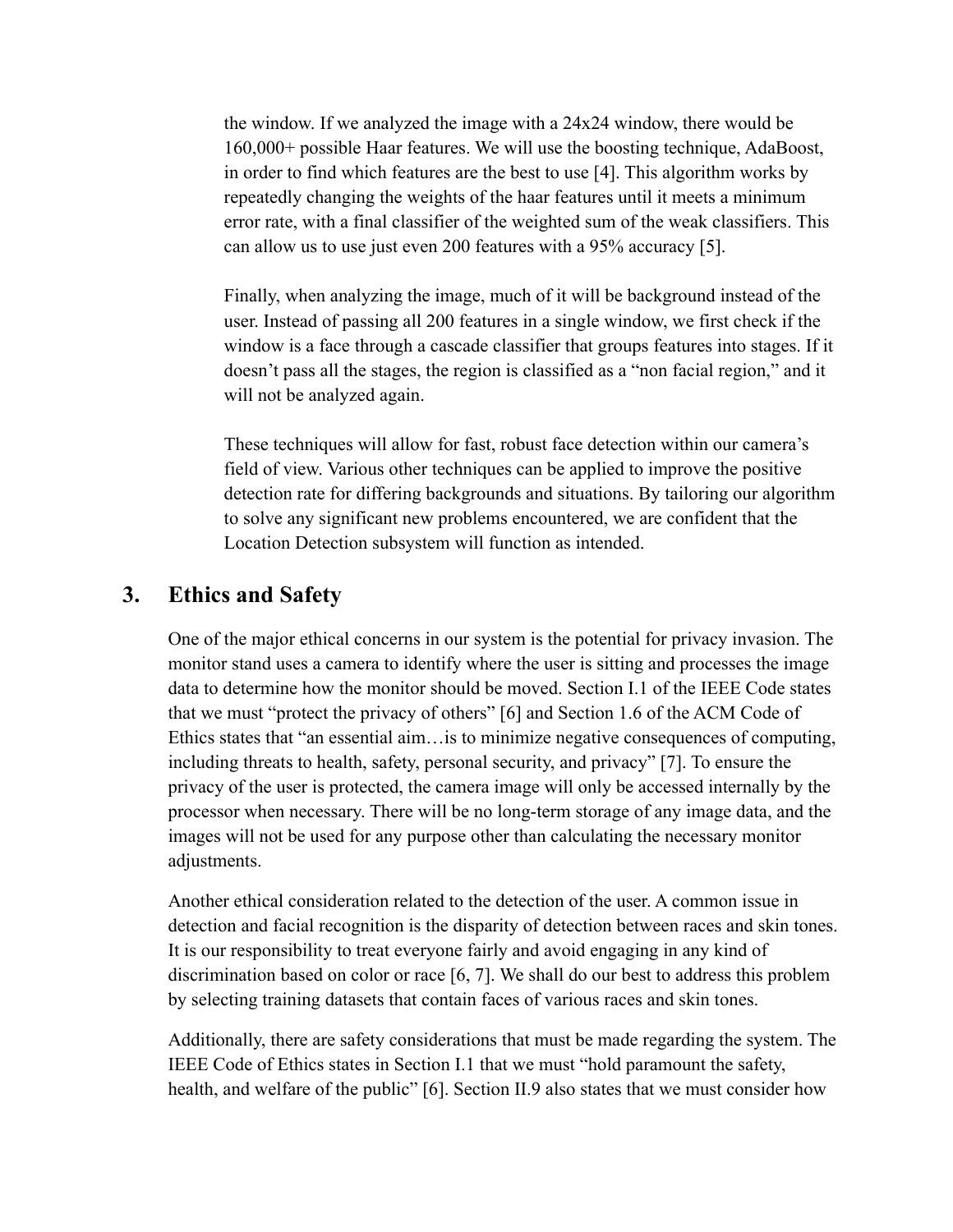the window. If we analyzed the image with a 24x24 window, there would be 160,000+ possible Haar features. We will use the boosting technique, AdaBoost, in order to find which features are the best to use [4]. This algorithm works by repeatedly changing the weights of the haar features until it meets a minimum error rate, with a final classifier of the weighted sum of the weak classifiers. This can allow us to use just even 200 features with a 95% accuracy [5].

Finally, when analyzing the image, much of it will be background instead of the user. Instead of passing all 200 features in a single window, we first check if the window is a face through a cascade classifier that groups features into stages. If it doesn't pass all the stages, the region is classified as a "non facial region," and it will not be analyzed again.

These techniques will allow for fast, robust face detection within our camera's field of view. Various other techniques can be applied to improve the positive detection rate for differing backgrounds and situations. By tailoring our algorithm to solve any significant new problems encountered, we are confident that the Location Detection subsystem will function as intended.

## 3. Ethics and Safety

One of the major ethical concerns in our system is the potential for privacy invasion. The monitor stand uses a camera to identify where the user is sitting and processes the image data to determine how the monitor should be moved. Section I.1 of the IEEE Code states that we must "protect the privacy of others" [6] and Section 1.6 of the ACM Code of Ethics states that "an essential aim…is to minimize negative consequences of computing, including threats to health, safety, personal security, and privacy" [7]. To ensure the privacy of the user is protected, the camera image will only be accessed internally by the processor when necessary. There will be no long-term storage of any image data, and the images will not be used for any purpose other than calculating the necessary monitor adjustments.

Another ethical consideration related to the detection of the user. A common issue in detection and facial recognition is the disparity of detection between races and skin tones. It is our responsibility to treat everyone fairly and avoid engaging in any kind of discrimination based on color or race [6, 7]. We shall do our best to address this problem by selecting training datasets that contain faces of various races and skin tones.

Additionally, there are safety considerations that must be made regarding the system. The IEEE Code of Ethics states in Section I.1 that we must "hold paramount the safety, health, and welfare of the public" [6]. Section II.9 also states that we must consider how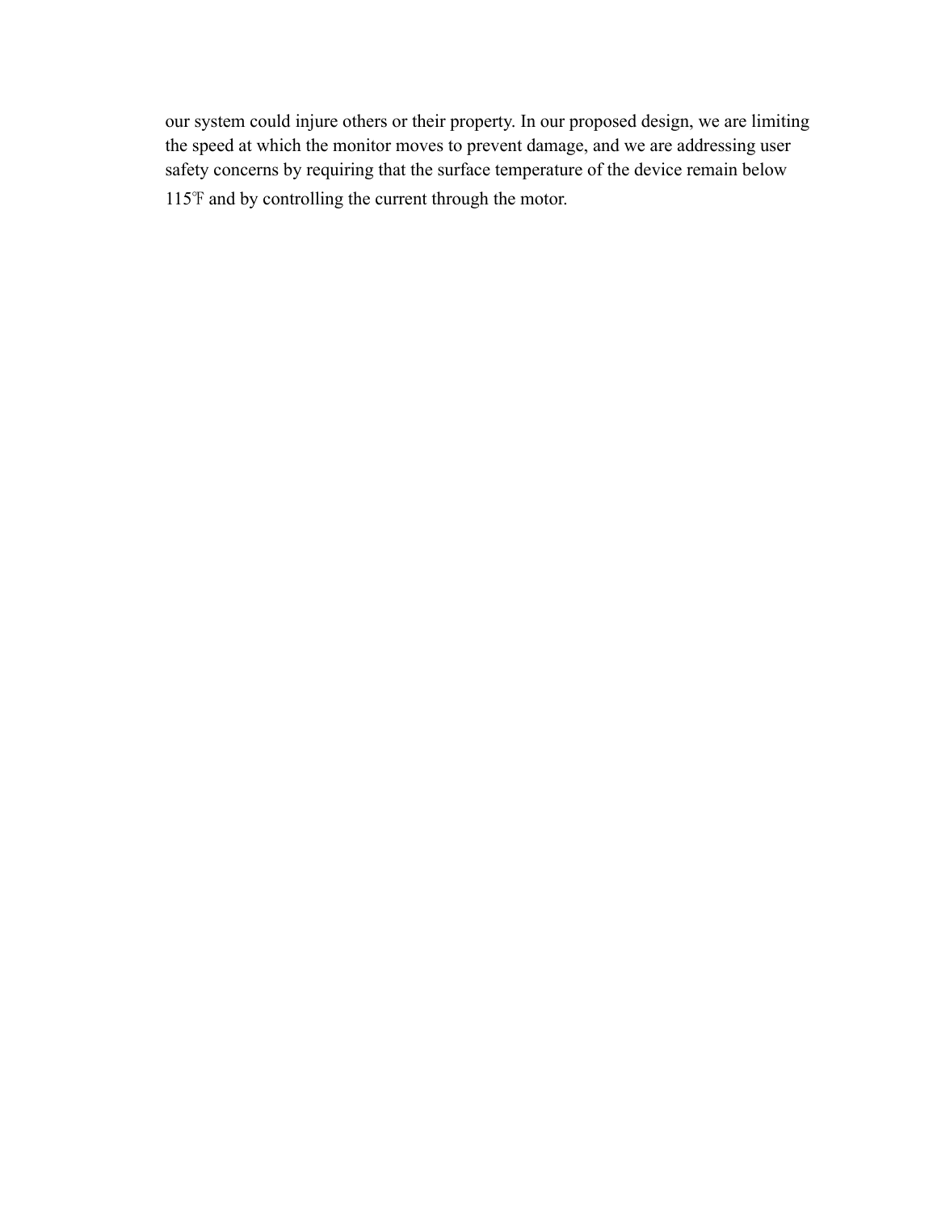our system could injure others or their property. In our proposed design, we are limiting the speed at which the monitor moves to prevent damage, and we are addressing user safety concerns by requiring that the surface temperature of the device remain below 115℉ and by controlling the current through the motor.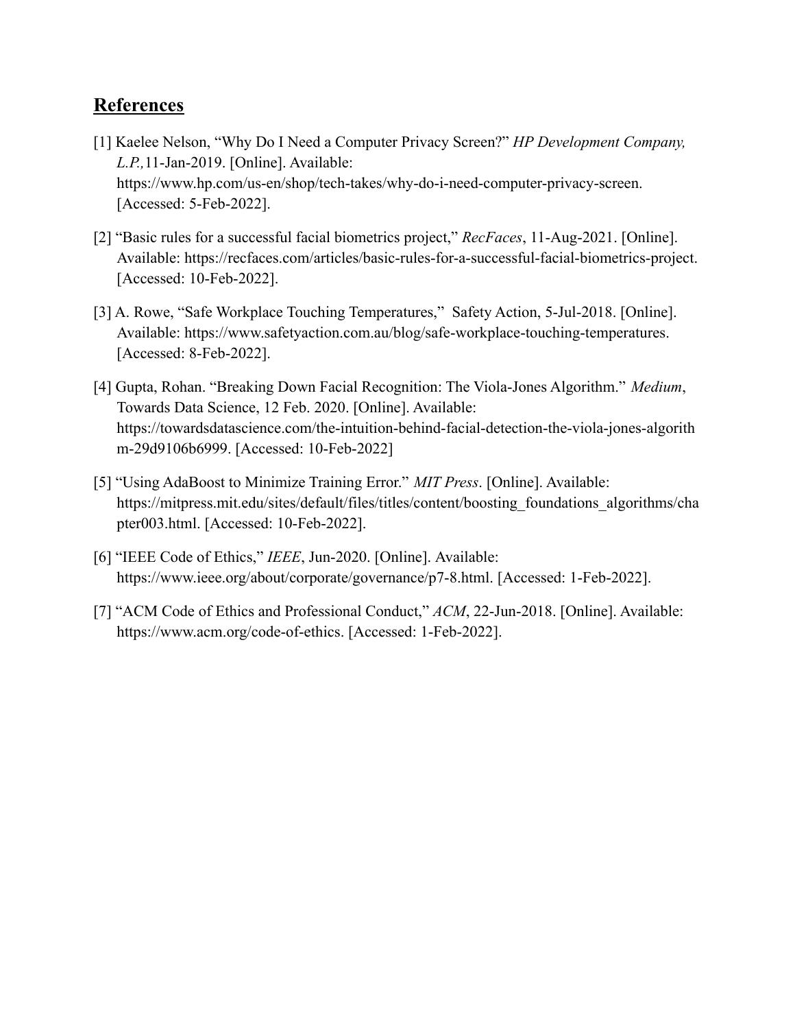## References

[1] Kaelee Nelson, "Why Do I Need a Computer Privacy Screen?" *HP Development Company, L.P.,* 11-Jan-2019. [Online]. Available: https://www.hp.com/us-en/shop/tech-takes/why-do-i-need-computer-privacy-screen. [Accessed: 5-Feb-2022].

[2] "Basic rules for a successful facial biometrics project," *RecFaces*, 11-Aug-2021. [Online]. Available: https://recfaces.com/articles/basic-rules-for-a-successful-facial-biometrics-project. [Accessed: 10-Feb-2022].

[3] A. Rowe, "Safe Workplace Touching Temperatures," Safety Action, 5-Jul-2018. [Online]. Available: https://www.safetyaction.com.au/blog/safe-workplace-touching-temperatures. [Accessed: 8-Feb-2022].

[4] Gupta, Rohan. "Breaking Down Facial Recognition: The Viola-Jones Algorithm." *Medium*, Towards Data Science, 12 Feb. 2020. [Online]. Available: https://towardsdatascience.com/the-intuition-behind-facial-detection-the-viola-jones-algorithm-29d9106b6999. [Accessed: 10-Feb-2022]

[5] "Using AdaBoost to Minimize Training Error." *MIT Press*. [Online]. Available: https://mitpress.mit.edu/sites/default/files/titles/content/boosting_foundations_algorithms/chapter003.html. [Accessed: 10-Feb-2022].

[6] "IEEE Code of Ethics," *IEEE*, Jun-2020. [Online]. Available: https://www.ieee.org/about/corporate/governance/p7-8.html. [Accessed: 1-Feb-2022].

[7] "ACM Code of Ethics and Professional Conduct," *ACM*, 22-Jun-2018. [Online]. Available: https://www.acm.org/code-of-ethics. [Accessed: 1-Feb-2022].